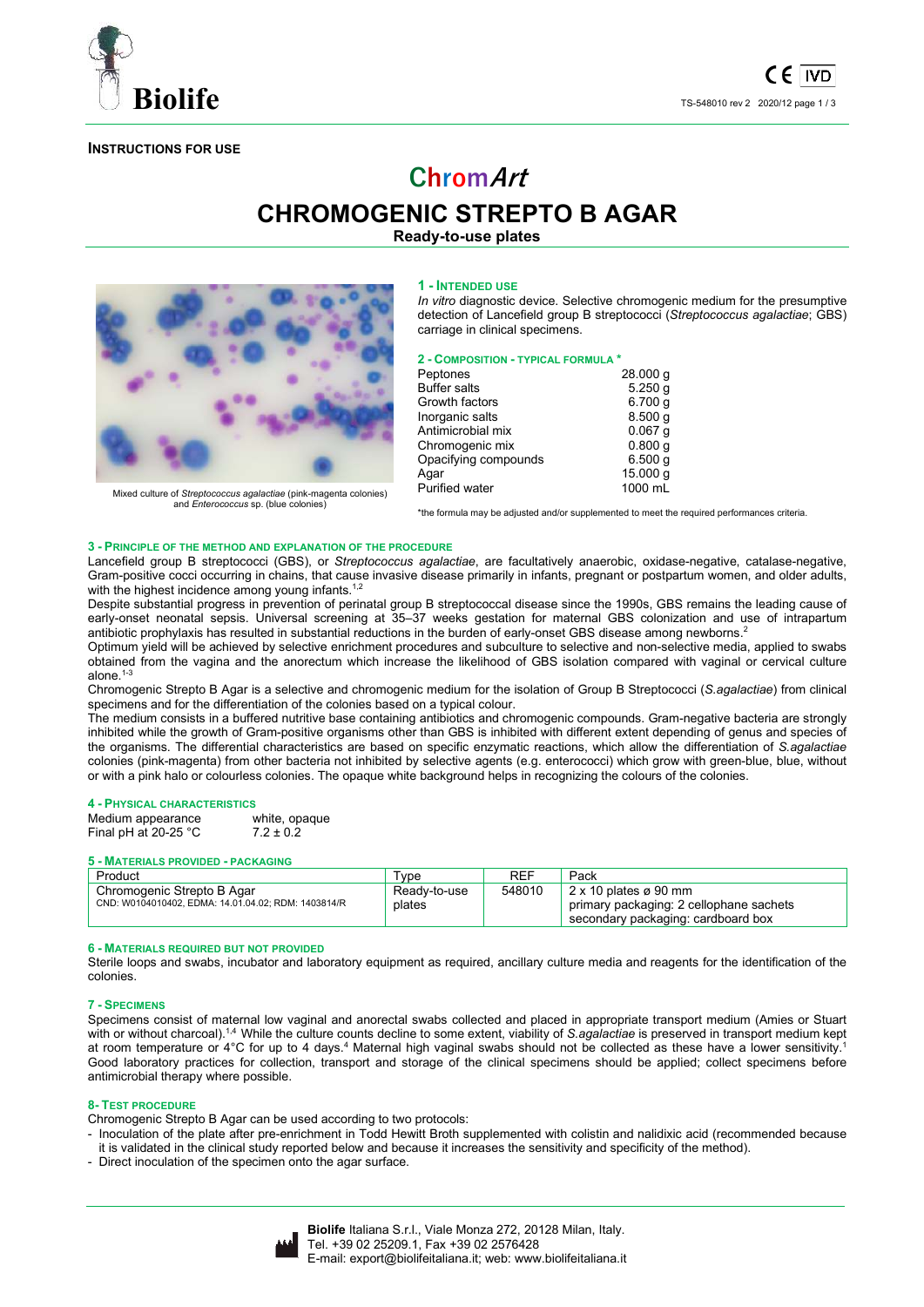**INSTRUCTIONS FOR USE**

# ChromArt

# CHROMOGENIC STREPTO B AGAR

**Ready-to-use plates**

Mixed culture of *Streptococcus agalactiae* (pink-magenta colonies) and *Enterococcus* sp. (blue colonies)

## 1 - INTENDED USE

*In vitro* diagnostic device. Selective chromogenic medium for the presumptive detection of Lancefield group B streptococci (*Streptococcus agalactiae*; GBS) carriage in clinical specimens.

## 2 - COMPOSITION - TYPICAL FORMULA *

| | |
|---|---|
| Peptones | 28.000 g |
| Buffer salts | 5.250 g |
| Growth factors | 6.700 g |
| Inorganic salts | 8.500 g |
| Antimicrobial mix | 0.067 g |
| Chromogenic mix | 0.800 g |
| Opacifying compounds | 6.500 g |
| Agar | 15.000 g |
| Purified water | 1000 mL |

*the formula may be adjusted and/or supplemented to meet the required performances criteria.

## 3 - PRINCIPLE OF THE METHOD AND EXPLANATION OF THE PROCEDURE

Lancefield group B streptococci (GBS), or *Streptococcus agalactiae*, are facultatively anaerobic, oxidase-negative, catalase-negative, Gram-positive cocci occurring in chains, that cause invasive disease primarily in infants, pregnant or postpartum women, and older adults, with the highest incidence among young infants.[1,2]

Despite substantial progress in prevention of perinatal group B streptococcal disease since the 1990s, GBS remains the leading cause of early-onset neonatal sepsis. Universal screening at 35–37 weeks gestation for maternal GBS colonization and use of intrapartum antibiotic prophylaxis has resulted in substantial reductions in the burden of early-onset GBS disease among newborns.[2]

Optimum yield will be achieved by selective enrichment procedures and subculture to selective and non-selective media, applied to swabs obtained from the vagina and the anorectum which increase the likelihood of GBS isolation compared with vaginal or cervical culture alone.[1-3]

Chromogenic Strepto B Agar is a selective and chromogenic medium for the isolation of Group B Streptococci (*S.agalactiae*) from clinical specimens and for the differentiation of the colonies based on a typical colour.

The medium consists in a buffered nutritive base containing antibiotics and chromogenic compounds. Gram-negative bacteria are strongly inhibited while the growth of Gram-positive organisms other than GBS is inhibited with different extent depending of genus and species of the organisms. The differential characteristics are based on specific enzymatic reactions, which allow the differentiation of *S.agalactiae* colonies (pink-magenta) from other bacteria not inhibited by selective agents (e.g. enterococci) which grow with green-blue, blue, without or with a pink halo or colourless colonies. The opaque white background helps in recognizing the colours of the colonies.

## 4 - PHYSICAL CHARACTERISTICS

| | |
|---|---|
| Medium appearance | white, opaque |
| Final pH at 20-25 °C | 7.2 ± 0.2 |

## 5 - MATERIALS PROVIDED - PACKAGING

| Product | Type | REF | Pack |
|---|---|---|---|
| Chromogenic Strepto B Agar<br>CND: W0104010402, EDMA: 14.01.04.02; RDM: 1403814/R | Ready-to-use plates | 548010 | 2 x 10 plates ø 90 mm<br>primary packaging: 2 cellophane sachets<br>secondary packaging: cardboard box |

## 6 - MATERIALS REQUIRED BUT NOT PROVIDED

Sterile loops and swabs, incubator and laboratory equipment as required, ancillary culture media and reagents for the identification of the colonies.

## 7 - SPECIMENS

Specimens consist of maternal low vaginal and anorectal swabs collected and placed in appropriate transport medium (Amies or Stuart with or without charcoal).[1,4] While the culture counts decline to some extent, viability of *S.agalactiae* is preserved in transport medium kept at room temperature or 4°C for up to 4 days.[4] Maternal high vaginal swabs should not be collected as these have a lower sensitivity.[1] Good laboratory practices for collection, transport and storage of the clinical specimens should be applied; collect specimens before antimicrobial therapy where possible.

## 8- TEST PROCEDURE

Chromogenic Strepto B Agar can be used according to two protocols:

- Inoculation of the plate after pre-enrichment in Todd Hewitt Broth supplemented with colistin and nalidixic acid (recommended because it is validated in the clinical study reported below and because it increases the sensitivity and specificity of the method).
- Direct inoculation of the specimen onto the agar surface.

**Biolife** Italiana S.r.l., Viale Monza 272, 20128 Milan, Italy.
Tel. +39 02 25209.1, Fax +39 02 2576428
E-mail: export@biolifeitaliana.it; web: www.biolifeitaliana.it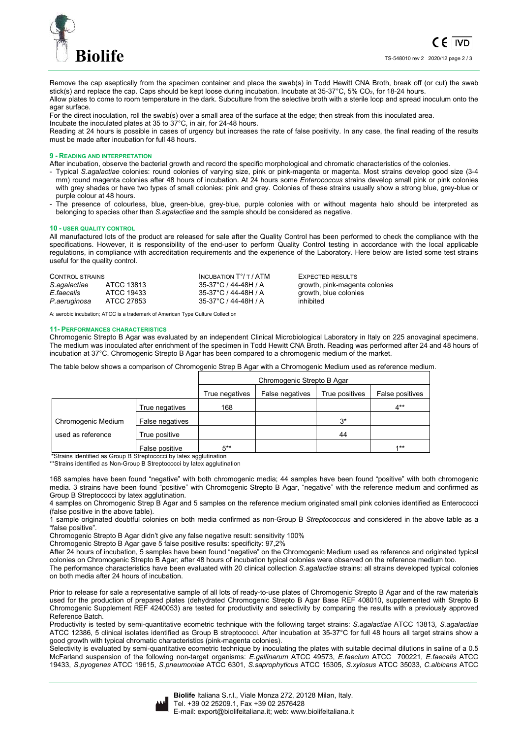Remove the cap aseptically from the specimen container and place the swab(s) in Todd Hewitt CNA Broth, break off (or cut) the swab stick(s) and replace the cap. Caps should be kept loose during incubation. Incubate at 35-37°C, 5% $CO_2$, for 18-24 hours.
Allow plates to come to room temperature in the dark. Subculture from the selective broth with a sterile loop and spread inoculum onto the agar surface.
For the direct inoculation, roll the swab(s) over a small area of the surface at the edge; then streak from this inoculated area.
Incubate the inoculated plates at 35 to 37°C, in air, for 24-48 hours.
Reading at 24 hours is possible in cases of urgency but increases the rate of false positivity. In any case, the final reading of the results must be made after incubation for full 48 hours.

## 9 - READING AND INTERPRETATION

After incubation, observe the bacterial growth and record the specific morphological and chromatic characteristics of the colonies.

- Typical *S.agalactiae* colonies: round colonies of varying size, pink or pink-magenta or magenta. Most strains develop good size (3-4 mm) round magenta colonies after 48 hours of incubation. At 24 hours some *Enterococcus* strains develop small pink or pink colonies with grey shades or have two types of small colonies: pink and grey. Colonies of these strains usually show a strong blue, grey-blue or purple colour at 48 hours.
- The presence of colourless, blue, green-blue, grey-blue, purple colonies with or without magenta halo should be interpreted as belonging to species other than *S.agalactiae* and the sample should be considered as negative.

## 10 - USER QUALITY CONTROL

All manufactured lots of the product are released for sale after the Quality Control has been performed to check the compliance with the specifications. However, it is responsibility of the end-user to perform Quality Control testing in accordance with the local applicable regulations, in compliance with accreditation requirements and the experience of the Laboratory. Here below are listed some test strains useful for the quality control.

| CONTROL STRAINS | | INCUBATION T°/ T / ATM | EXPECTED RESULTS |
|---|---|---|---|
| *S.agalactiae* | ATCC 13813 | 35-37°C / 44-48H / A | growth, pink-magenta colonies |
| *E.faecalis* | ATCC 19433 | 35-37°C / 44-48H / A | growth, blue colonies |
| *P.aeruginosa* | ATCC 27853 | 35-37°C / 44-48H / A | inhibited |

A: aerobic incubation; ATCC is a trademark of American Type Culture Collection

## 11- PERFORMANCES CHARACTERISTICS

Chromogenic Strepto B Agar was evaluated by an independent Clinical Microbiological Laboratory in Italy on 225 anovaginal specimens. The medium was inoculated after enrichment of the specimen in Todd Hewitt CNA Broth. Reading was performed after 24 and 48 hours of incubation at 37°C. Chromogenic Strepto B Agar has been compared to a chromogenic medium of the market.

The table below shows a comparison of Chromogenic Strep B Agar with a Chromogenic Medium used as reference medium.

| | | Chromogenic Strepto B Agar | | | |
|---|---|---|---|---|---|
| | | True negatives | False negatives | True positives | False positives |
| Chromogenic Medium used as reference | True negatives | 168 | | | 4** |
| | False negatives | | | 3* | |
| | True positive | | | 44 | |
| | False positive | 5** | | | 1** |

*Strains identified as Group B Streptococci by latex agglutination
**Strains identified as Non-Group B Streptococci by latex agglutination

168 samples have been found "negative" with both chromogenic media; 44 samples have been found "positive" with both chromogenic media. 3 strains have been found "positive" with Chromogenic Strepto B Agar, "negative" with the reference medium and confirmed as Group B Streptococci by latex agglutination.
4 samples on Chromogenic Strep B Agar and 5 samples on the reference medium originated small pink colonies identified as Enterococci (false positive in the above table).
1 sample originated doubtful colonies on both media confirmed as non-Group B *Streptococcus* and considered in the above table as a "false positive".
Chromogenic Strepto B Agar didn't give any false negative result: sensitivity 100%
Chromogenic Strepto B Agar gave 5 false positive results: specificity: 97,2%
After 24 hours of incubation, 5 samples have been found "negative" on the Chromogenic Medium used as reference and originated typical colonies on Chromogenic Strepto B Agar; after 48 hours of incubation typical colonies were observed on the reference medium too.
The performance characteristics have been evaluated with 20 clinical collection *S.agalactiae* strains: all strains developed typical colonies on both media after 24 hours of incubation.

Prior to release for sale a representative sample of all lots of ready-to-use plates of Chromogenic Strepto B Agar and of the raw materials used for the production of prepared plates (dehydrated Chromogenic Strepto B Agar Base REF 408010, supplemented with Strepto B Chromogenic Supplement REF 4240053) are tested for productivity and selectivity by comparing the results with a previously approved Reference Batch.
Productivity is tested by semi-quantitative ecometric technique with the following target strains: *S.agalactiae* ATCC 13813, *S.agalactiae* ATCC 12386, 5 clinical isolates identified as Group B streptococci. After incubation at 35-37°C for full 48 hours all target strains show a good growth with typical chromatic characteristics (pink-magenta colonies).
Selectivity is evaluated by semi-quantitative ecometric technique by inoculating the plates with suitable decimal dilutions in saline of a 0.5 McFarland suspension of the following non-target organisms: *E.gallinarum* ATCC 49573, *E.faecium* ATCC 700221, *E.faecalis* ATCC 19433, *S.pyogenes* ATCC 19615, *S.pneumoniae* ATCC 6301, *S.saprophyticus* ATCC 15305, *S.xylosus* ATCC 35033, *C.albicans* ATCC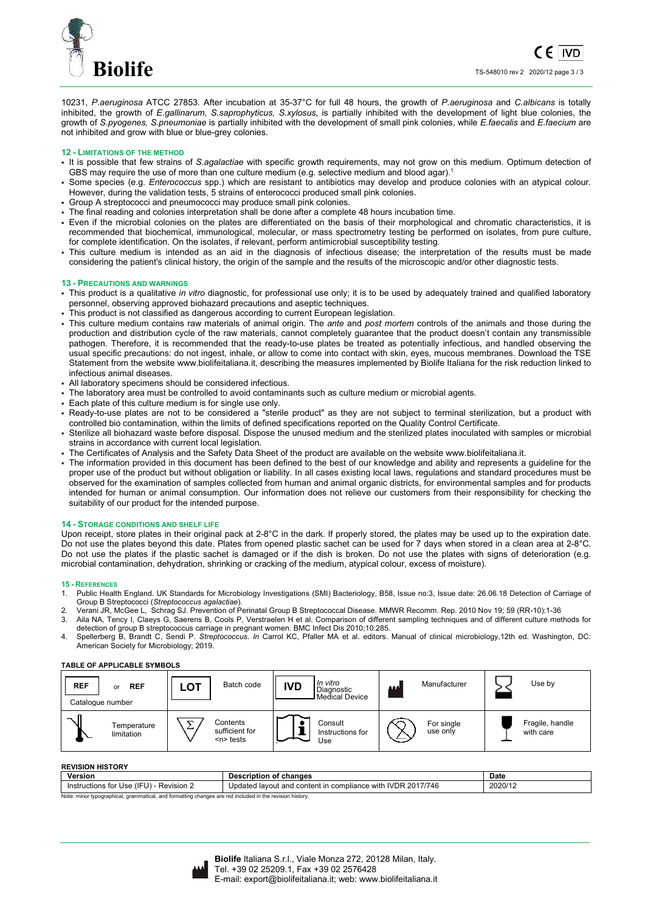10231, *P.aeruginosa* ATCC 27853. After incubation at 35-37°C for full 48 hours, the growth of *P.aeruginosa* and *C.albicans* is totally inhibited, the growth of *E.gallinarum, S.saprophyticus, S.xylosus*, is partially inhibited with the development of light blue colonies, the growth of *S.pyogenes, S.pneumoniae* is partially inhibited with the development of small pink colonies, while *E.faecalis* and *E.faecium* are not inhibited and grow with blue or blue-grey colonies.

## 12 - LIMITATIONS OF THE METHOD

- It is possible that few strains of *S.agalactiae* with specific growth requirements, may not grow on this medium. Optimum detection of GBS may require the use of more than one culture medium (e.g. selective medium and blood agar).[1]
- Some species (e.g. *Enterococcus* spp.) which are resistant to antibiotics may develop and produce colonies with an atypical colour. However, during the validation tests, 5 strains of enterococci produced small pink colonies.
- Group A streptococci and pneumococci may produce small pink colonies.
- The final reading and colonies interpretation shall be done after a complete 48 hours incubation time.
- Even if the microbial colonies on the plates are differentiated on the basis of their morphological and chromatic characteristics, it is recommended that biochemical, immunological, molecular, or mass spectrometry testing be performed on isolates, from pure culture, for complete identification. On the isolates, if relevant, perform antimicrobial susceptibility testing.
- This culture medium is intended as an aid in the diagnosis of infectious disease; the interpretation of the results must be made considering the patient's clinical history, the origin of the sample and the results of the microscopic and/or other diagnostic tests.

## 13 - PRECAUTIONS AND WARNINGS

- This product is a qualitative *in vitro* diagnostic, for professional use only; it is to be used by adequately trained and qualified laboratory personnel, observing approved biohazard precautions and aseptic techniques.
- This product is not classified as dangerous according to current European legislation.
- This culture medium contains raw materials of animal origin. The *ante* and *post mortem* controls of the animals and those during the production and distribution cycle of the raw materials, cannot completely guarantee that the product doesn't contain any transmissible pathogen. Therefore, it is recommended that the ready-to-use plates be treated as potentially infectious, and handled observing the usual specific precautions: do not ingest, inhale, or allow to come into contact with skin, eyes, mucous membranes. Download the TSE Statement from the website www.biolifeitaliana.it, describing the measures implemented by Biolife Italiana for the risk reduction linked to infectious animal diseases.
- All laboratory specimens should be considered infectious.
- The laboratory area must be controlled to avoid contaminants such as culture medium or microbial agents.
- Each plate of this culture medium is for single use only.
- Ready-to-use plates are not to be considered a "sterile product" as they are not subject to terminal sterilization, but a product with controlled bio contamination, within the limits of defined specifications reported on the Quality Control Certificate.
- Sterilize all biohazard waste before disposal. Dispose the unused medium and the sterilized plates inoculated with samples or microbial strains in accordance with current local legislation.
- The Certificates of Analysis and the Safety Data Sheet of the product are available on the website www.biolifeitaliana.it.
- The information provided in this document has been defined to the best of our knowledge and ability and represents a guideline for the proper use of the product but without obligation or liability. In all cases existing local laws, regulations and standard procedures must be observed for the examination of samples collected from human and animal organic districts, for environmental samples and for products intended for human or animal consumption. Our information does not relieve our customers from their responsibility for checking the suitability of our product for the intended purpose.

## 14 - STORAGE CONDITIONS AND SHELF LIFE

Upon receipt, store plates in their original pack at 2-8°C in the dark. If properly stored, the plates may be used up to the expiration date. Do not use the plates beyond this date. Plates from opened plastic sachet can be used for 7 days when stored in a clean area at 2-8°C. Do not use the plates if the plastic sachet is damaged or if the dish is broken. Do not use the plates with signs of deterioration (e.g. microbial contamination, dehydration, shrinking or cracking of the medium, atypical colour, excess of moisture).

## 15 - REFERENCES

1. Public Health England. UK Standards for Microbiology Investigations (SMI) Bacteriology, B58, Issue no:3, Issue date: 26.06.18 Detection of Carriage of Group B Streptococci (*Streptococcus agalactiae*).
2. Verani JR, McGee L, Schrag SJ. Prevention of Perinatal Group B Streptococcal Disease. MMWR Recomm. Rep. 2010 Nov 19; 59 (RR-10):1-36
3. Aila NA, Tency I, Claeys G, Saerens B, Cools P, Verstraelen H et al. Comparison of different sampling techniques and of different culture methods for detection of group B streptococcus carriage in pregnant women. BMC Infect Dis 2010;10:285.
4. Spellerberg B, Brandt C, Sendi P. *Streptococcus*. *In* Carrol KC, Pfaller MA et al. editors. Manual of clinical microbiology,12th ed. Washington, DC: American Society for Microbiology; 2019.

**TABLE OF APPLICABLE SYMBOLS**

| | | | | |
|---|---|---|---|---|
| REF or REF Catalogue number | LOT Batch code | IVD *In vitro* Diagnostic Medical Device | Manufacturer | Use by |
| Temperature limitation | Contents sufficient for <n> tests | Consult Instructions for Use | For single use only | Fragile, handle with care |

**REVISION HISTORY**

| Version | Description of changes | Date |
|---|---|---|
| Instructions for Use (IFU) - Revision 2 | Updated layout and content in compliance with IVDR 2017/746 | 2020/12 |

Note: minor typographical, grammatical, and formatting changes are not included in the revision history.

**Biolife** Italiana S.r.l., Viale Monza 272, 20128 Milan, Italy.
Tel. +39 02 25209.1, Fax +39 02 2576428
E-mail: export@biolifeitaliana.it; web: www.biolifeitaliana.it